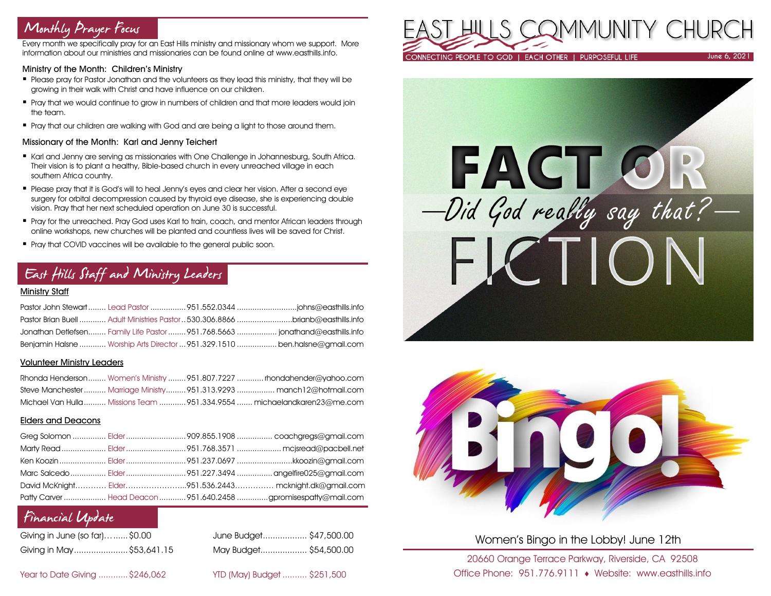## Monthly Prayer Focus

Every month we specifically pray for an East Hills ministry and missionary whom we support. More information about our ministries and missionaries can be found online at www.easthills.info.

### Ministry of the Month: Children's Ministry

- Please pray for Pastor Jonathan and the volunteers as they lead this ministry, that they will be growing in their walk with Christ and have influence on our children.
- Pray that we would continue to grow in numbers of children and that more leaders would join the team.
- Pray that our children are walking with God and are being a light to those around them.

### Missionary of the Month: Karl and Jenny Teichert

- Karl and Jenny are serving as missionaries with One Challenge in Johannesburg, South Africa. Their vision is to plant a healthy, Bible-based church in every unreached village in each southern Africa country.
- Please pray that it is God's will to heal Jenny's eyes and clear her vision. After a second eye surgery for orbital decompression caused by thyroid eye disease, she is experiencing double vision. Pray that her next scheduled operation on June 30 is successful.
- Pray for the unreached. Pray God uses Karl to train, coach, and mentor African leaders through online workshops, new churches will be planted and countless lives will be saved for Christ.
- Pray that COVID vaccines will be available to the general public soon.

## East Hills Staff and Ministry Leaders

### Ministry Staff

| Name | Role | Phone | Email |
|---|---|---|---|
| Pastor John Stewart | Lead Pastor | 951.552.0344 | johns@easthills.info |
| Pastor Brian Buell | Adult Ministries Pastor | 530.306.8866 | brianb@easthills.info |
| Jonathan Detlefsen | Family Life Pastor | 951.768.5663 | jonathand@easthills.info |
| Benjamin Halsne | Worship Arts Director | 951.329.1510 | ben.halsne@gmail.com |

### Volunteer Ministry Leaders

| Name | Role | Phone | Email |
|---|---|---|---|
| Rhonda Henderson | Women's Ministry | 951.807.7227 | rhondahender@yahoo.com |
| Steve Manchester | Marriage Ministry | 951.313.9293 | manch12@hotmail.com |
| Michael Van Hulla | Missions Team | 951.334.9554 | michaelandkaren23@me.com |

### Elders and Deacons

| Name | Role | Phone | Email |
|---|---|---|---|
| Greg Solomon | Elder | 909.855.1908 | coachgregs@gmail.com |
| Marty Read | Elder | 951.768.3571 | mcjsread@pacbell.net |
| Ken Koozin | Elder | 951.237.0697 | kkoozin@gmail.com |
| Marc Salcedo | Elder | 951.227.3494 | angelfire025@gmail.com |
| David McKnight | Elder | 951.536.2443 | mcknight.dk@gmail.com |
| Patty Carver | Head Deacon | 951.640.2458 | gpromisespatty@mail.com |

## Financial Update

| | | | |
|---|---|---|---|
| Giving in June (so far) | $0.00 | June Budget | $47,500.00 |
| Giving in May | $53,641.15 | May Budget | $54,500.00 |
| Year to Date Giving | $246,062 | YTD (May) Budget | $251,500 |

# EAST HILLS COMMUNITY CHURCH

CONNECTING PEOPLE TO GOD | EACH OTHER | PURPOSEFUL LIFE

June 6, 2021

FACT OR FICTION

—Did God really say that?—

Bingo!

Women's Bingo in the Lobby! June 12th

20660 Orange Terrace Parkway, Riverside, CA 92508

Office Phone: 951.776.9111 ♦ Website: www.easthills.info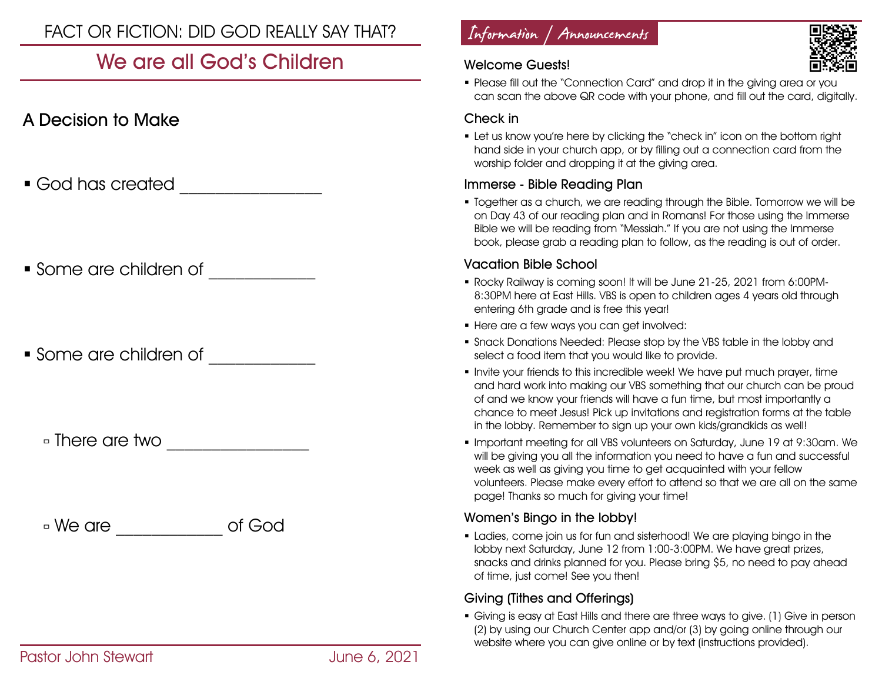FACT OR FICTION: DID GOD REALLY SAY THAT?

# We are all God's Children

## A Decision to Make

- God has created \_\_\_\_\_\_\_\_\_\_\_\_\_\_\_\_
- Some are children of \_\_\_\_\_\_\_\_\_\_\_\_
- Some are children of \_\_\_\_\_\_\_\_\_\_\_\_
  - There are two \_\_\_\_\_\_\_\_\_\_\_\_\_\_\_\_
  - We are \_\_\_\_\_\_\_\_\_\_\_\_ of God

Pastor John Stewart June 6, 2021

## *Information / Announcements*

### Welcome Guests!

- Please fill out the "Connection Card" and drop it in the giving area or you can scan the above QR code with your phone, and fill out the card, digitally.

### Check in

- Let us know you're here by clicking the "check in" icon on the bottom right hand side in your church app, or by filling out a connection card from the worship folder and dropping it at the giving area.

### Immerse - Bible Reading Plan

- Together as a church, we are reading through the Bible. Tomorrow we will be on Day 43 of our reading plan and in Romans! For those using the Immerse Bible we will be reading from "Messiah." If you are not using the Immerse book, please grab a reading plan to follow, as the reading is out of order.

### Vacation Bible School

- Rocky Railway is coming soon! It will be June 21-25, 2021 from 6:00PM-8:30PM here at East Hills. VBS is open to children ages 4 years old through entering 6th grade and is free this year!
- Here are a few ways you can get involved:
- Snack Donations Needed: Please stop by the VBS table in the lobby and select a food item that you would like to provide.
- Invite your friends to this incredible week! We have put much prayer, time and hard work into making our VBS something that our church can be proud of and we know your friends will have a fun time, but most importantly a chance to meet Jesus! Pick up invitations and registration forms at the table in the lobby. Remember to sign up your own kids/grandkids as well!
- Important meeting for all VBS volunteers on Saturday, June 19 at 9:30am. We will be giving you all the information you need to have a fun and successful week as well as giving you time to get acquainted with your fellow volunteers. Please make every effort to attend so that we are all on the same page! Thanks so much for giving your time!

### Women's Bingo in the lobby!

- Ladies, come join us for fun and sisterhood! We are playing bingo in the lobby next Saturday, June 12 from 1:00-3:00PM. We have great prizes, snacks and drinks planned for you. Please bring $5, no need to pay ahead of time, just come! See you then!

### Giving (Tithes and Offerings)

- Giving is easy at East Hills and there are three ways to give. (1) Give in person (2) by using our Church Center app and/or (3) by going online through our website where you can give online or by text (instructions provided).